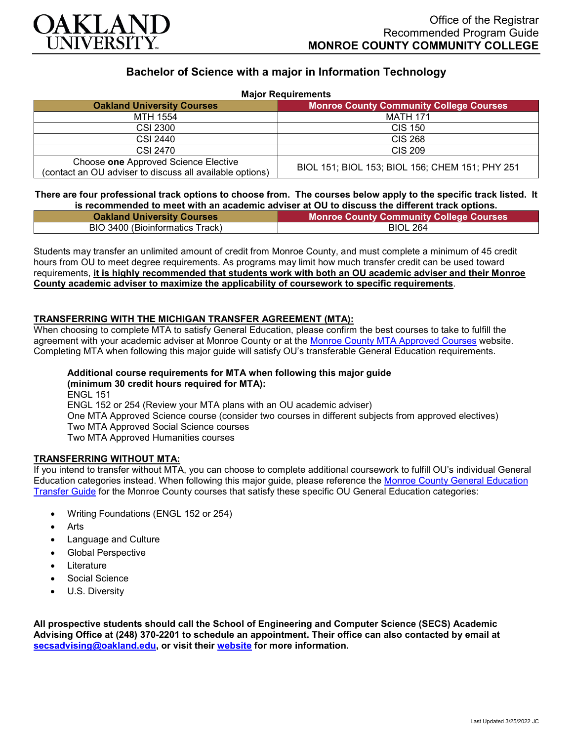Office of the Registrar
Recommended Program Guide
**MONROE COUNTY COMMUNITY COLLEGE**

# Bachelor of Science with a major in Information Technology

**Major Requirements**

| Oakland University Courses | Monroe County Community College Courses |
|---|---|
| MTH 1554 | MATH 171 |
| CSI 2300 | CIS 150 |
| CSI 2440 | CIS 268 |
| CSI 2470 | CIS 209 |
| Choose **one** Approved Science Elective (contact an OU adviser to discuss all available options) | BIOL 151; BIOL 153; BIOL 156; CHEM 151; PHY 251 |

**There are four professional track options to choose from. The courses below apply to the specific track listed. It is recommended to meet with an academic adviser at OU to discuss the different track options.**

| Oakland University Courses | Monroe County Community College Courses |
|---|---|
| BIO 3400 (Bioinformatics Track) | BIOL 264 |

Students may transfer an unlimited amount of credit from Monroe County, and must complete a minimum of 45 credit hours from OU to meet degree requirements. As programs may limit how much transfer credit can be used toward requirements, **it is highly recommended that students work with both an OU academic adviser and their Monroe County academic adviser to maximize the applicability of coursework to specific requirements**.

## TRANSFERRING WITH THE MICHIGAN TRANSFER AGREEMENT (MTA):

When choosing to complete MTA to satisfy General Education, please confirm the best courses to take to fulfill the agreement with your academic adviser at Monroe County or at the Monroe County MTA Approved Courses website. Completing MTA when following this major guide will satisfy OU's transferable General Education requirements.

**Additional course requirements for MTA when following this major guide (minimum 30 credit hours required for MTA):**
ENGL 151
ENGL 152 or 254 (Review your MTA plans with an OU academic adviser)
One MTA Approved Science course (consider two courses in different subjects from approved electives)
Two MTA Approved Social Science courses
Two MTA Approved Humanities courses

## TRANSFERRING WITHOUT MTA:

If you intend to transfer without MTA, you can choose to complete additional coursework to fulfill OU's individual General Education categories instead. When following this major guide, please reference the Monroe County General Education Transfer Guide for the Monroe County courses that satisfy these specific OU General Education categories:

- Writing Foundations (ENGL 152 or 254)
- Arts
- Language and Culture
- Global Perspective
- Literature
- Social Science
- U.S. Diversity

**All prospective students should call the School of Engineering and Computer Science (SECS) Academic Advising Office at (248) 370-2201 to schedule an appointment. Their office can also contacted by email at secsadvising@oakland.edu, or visit their website for more information.**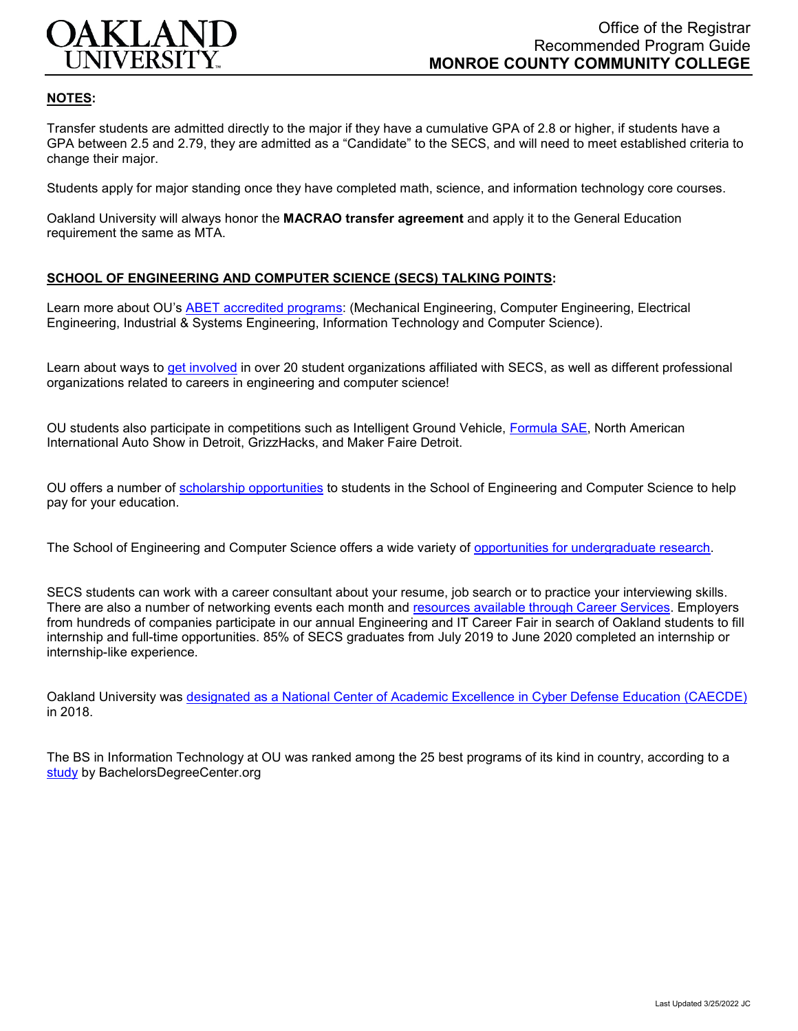**NOTES:**

Transfer students are admitted directly to the major if they have a cumulative GPA of 2.8 or higher, if students have a GPA between 2.5 and 2.79, they are admitted as a "Candidate" to the SECS, and will need to meet established criteria to change their major.

Students apply for major standing once they have completed math, science, and information technology core courses.

Oakland University will always honor the **MACRAO transfer agreement** and apply it to the General Education requirement the same as MTA.

**SCHOOL OF ENGINEERING AND COMPUTER SCIENCE (SECS) TALKING POINTS:**

Learn more about OU's ABET accredited programs: (Mechanical Engineering, Computer Engineering, Electrical Engineering, Industrial & Systems Engineering, Information Technology and Computer Science).

Learn about ways to get involved in over 20 student organizations affiliated with SECS, as well as different professional organizations related to careers in engineering and computer science!

OU students also participate in competitions such as Intelligent Ground Vehicle, Formula SAE, North American International Auto Show in Detroit, GrizzHacks, and Maker Faire Detroit.

OU offers a number of scholarship opportunities to students in the School of Engineering and Computer Science to help pay for your education.

The School of Engineering and Computer Science offers a wide variety of opportunities for undergraduate research.

SECS students can work with a career consultant about your resume, job search or to practice your interviewing skills. There are also a number of networking events each month and resources available through Career Services. Employers from hundreds of companies participate in our annual Engineering and IT Career Fair in search of Oakland students to fill internship and full-time opportunities. 85% of SECS graduates from July 2019 to June 2020 completed an internship or internship-like experience.

Oakland University was designated as a National Center of Academic Excellence in Cyber Defense Education (CAECDE) in 2018.

The BS in Information Technology at OU was ranked among the 25 best programs of its kind in country, according to a study by BachelorsDegreeCenter.org

Last Updated 3/25/2022 JC